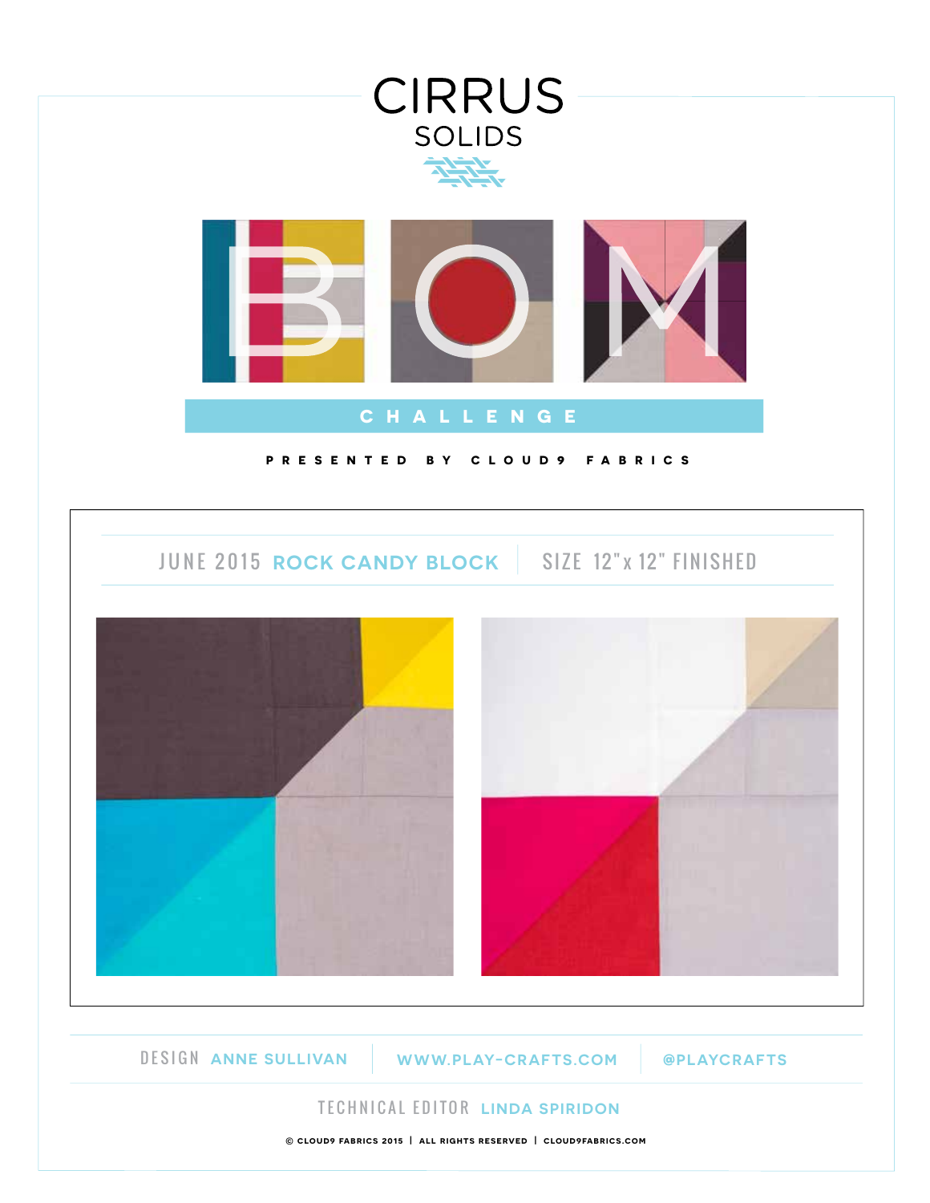# CIRRUS SOLIDS

# BOM

## CHALLENGE

PRESENTED BY CLOUD9 FABRICS

JUNE 2015 **ROCK CANDY BLOCK** | SIZE 12"x 12" FINISHED

DESIGN **ANNE SULLIVAN** | **WWW.PLAY-CRAFTS.COM** | **@PLAYCRAFTS**

TECHNICAL EDITOR **LINDA SPIRIDON**

© CLOUD9 FABRICS 2015 | ALL RIGHTS RESERVED | CLOUD9FABRICS.COM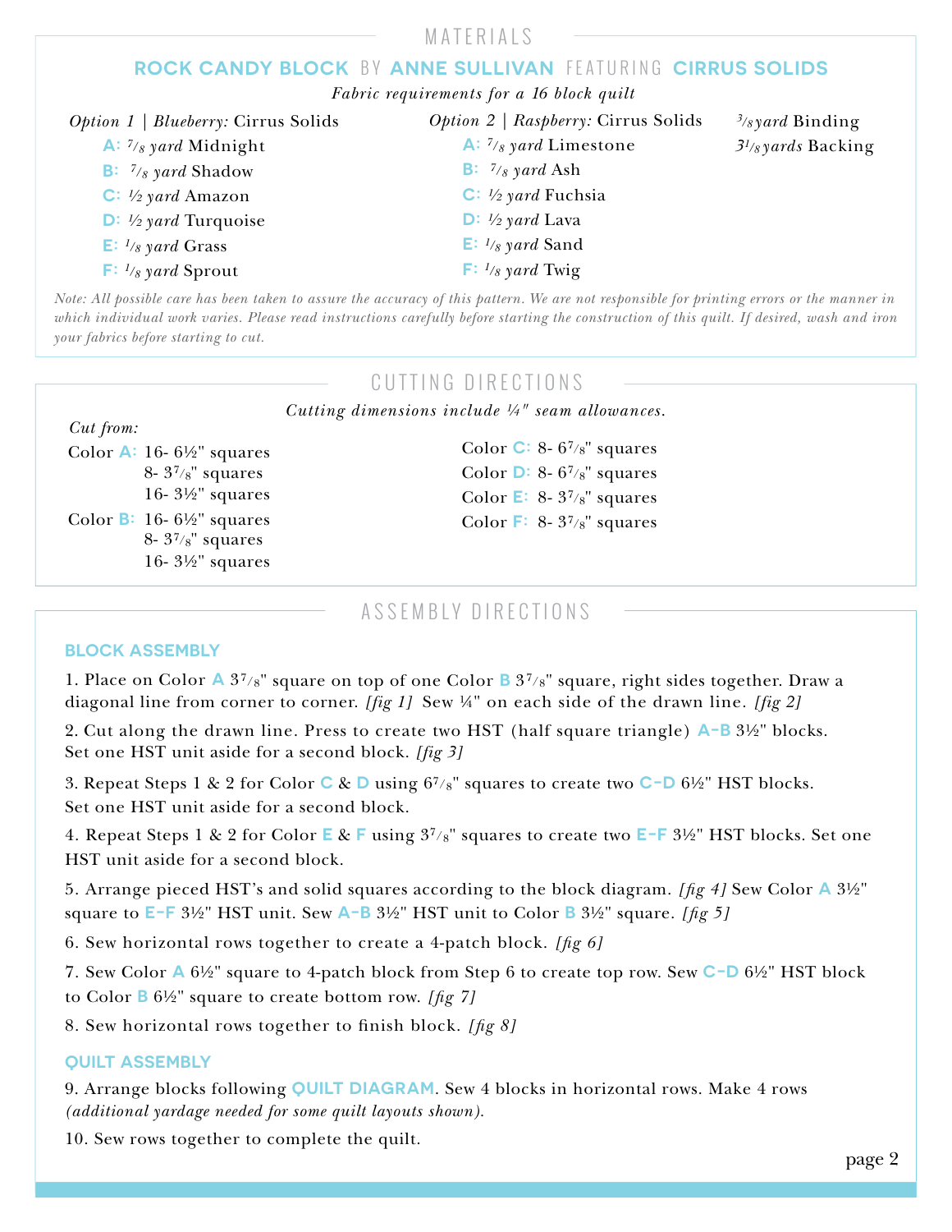## MATERIALS

### ROCK CANDY BLOCK BY ANNE SULLIVAN FEATURING CIRRUS SOLIDS

*Fabric requirements for a 16 block quilt*

*Option 1 | Blueberry:* Cirrus Solids

- **A:** *7/8 yard* Midnight
- **B:** *7/8 yard* Shadow
- **C:** *½ yard* Amazon
- **D:** *½ yard* Turquoise
- **E:** *1/8 yard* Grass
- **F:** *1/8 yard* Sprout

*Option 2 | Raspberry:* Cirrus Solids

- **A:** *7/8 yard* Limestone
- **B:** *7/8 yard* Ash
- **C:** *½ yard* Fuchsia
- **D:** *½ yard* Lava
- **E:** *1/8 yard* Sand
- **F:** *1/8 yard* Twig

*3/8 yard* Binding

*3 1/8 yards* Backing

*Note: All possible care has been taken to assure the accuracy of this pattern. We are not responsible for printing errors or the manner in which individual work varies. Please read instructions carefully before starting the construction of this quilt. If desired, wash and iron your fabrics before starting to cut.*

## CUTTING DIRECTIONS

*Cutting dimensions include ¼" seam allowances.*

*Cut from:*

Color **A:** 16- 6½" squares
8- 3 7/8" squares
16- 3½" squares

Color **B:** 16- 6½" squares
8- 3 7/8" squares
16- 3½" squares

Color **C:** 8- 6 7/8" squares

Color **D:** 8- 6 7/8" squares

Color **E:** 8- 3 7/8" squares

Color **F:** 8- 3 7/8" squares

## ASSEMBLY DIRECTIONS

### BLOCK ASSEMBLY

1. Place on Color **A** 3 7/8" square on top of one Color **B** 3 7/8" square, right sides together. Draw a diagonal line from corner to corner. *[fig 1]* Sew ¼" on each side of the drawn line. *[fig 2]*

2. Cut along the drawn line. Press to create two HST (half square triangle) **A-B** 3½" blocks. Set one HST unit aside for a second block. *[fig 3]*

3. Repeat Steps 1 & 2 for Color **C** & **D** using 6 7/8" squares to create two **C-D** 6½" HST blocks. Set one HST unit aside for a second block.

4. Repeat Steps 1 & 2 for Color **E** & **F** using 3 7/8" squares to create two **E-F** 3½" HST blocks. Set one HST unit aside for a second block.

5. Arrange pieced HST's and solid squares according to the block diagram. *[fig 4]* Sew Color **A** 3½" square to **E-F** 3½" HST unit. Sew **A-B** 3½" HST unit to Color **B** 3½" square. *[fig 5]*

6. Sew horizontal rows together to create a 4-patch block. *[fig 6]*

7. Sew Color **A** 6½" square to 4-patch block from Step 6 to create top row. Sew **C-D** 6½" HST block to Color **B** 6½" square to create bottom row. *[fig 7]*

8. Sew horizontal rows together to finish block. *[fig 8]*

### QUILT ASSEMBLY

9. Arrange blocks following **QUILT DIAGRAM**. Sew 4 blocks in horizontal rows. Make 4 rows *(additional yardage needed for some quilt layouts shown).*

10. Sew rows together to complete the quilt.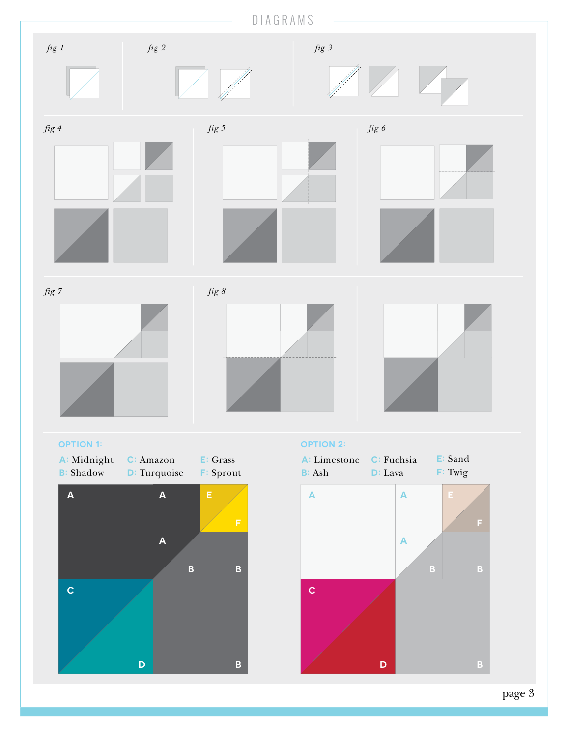# DIAGRAMS

*fig 1*

*fig 2*

*fig 3*

*fig 4*

*fig 5*

*fig 6*

*fig 7*

*fig 8*

**OPTION 1:**

A: Midnight
B: Shadow
C: Amazon
D: Turquoise
E: Grass
F: Sprout

A A E F A B B C D B

**OPTION 2:**

A: Limestone
B: Ash
C: Fuchsia
D: Lava
E: Sand
F: Twig

A A E F A B B C D B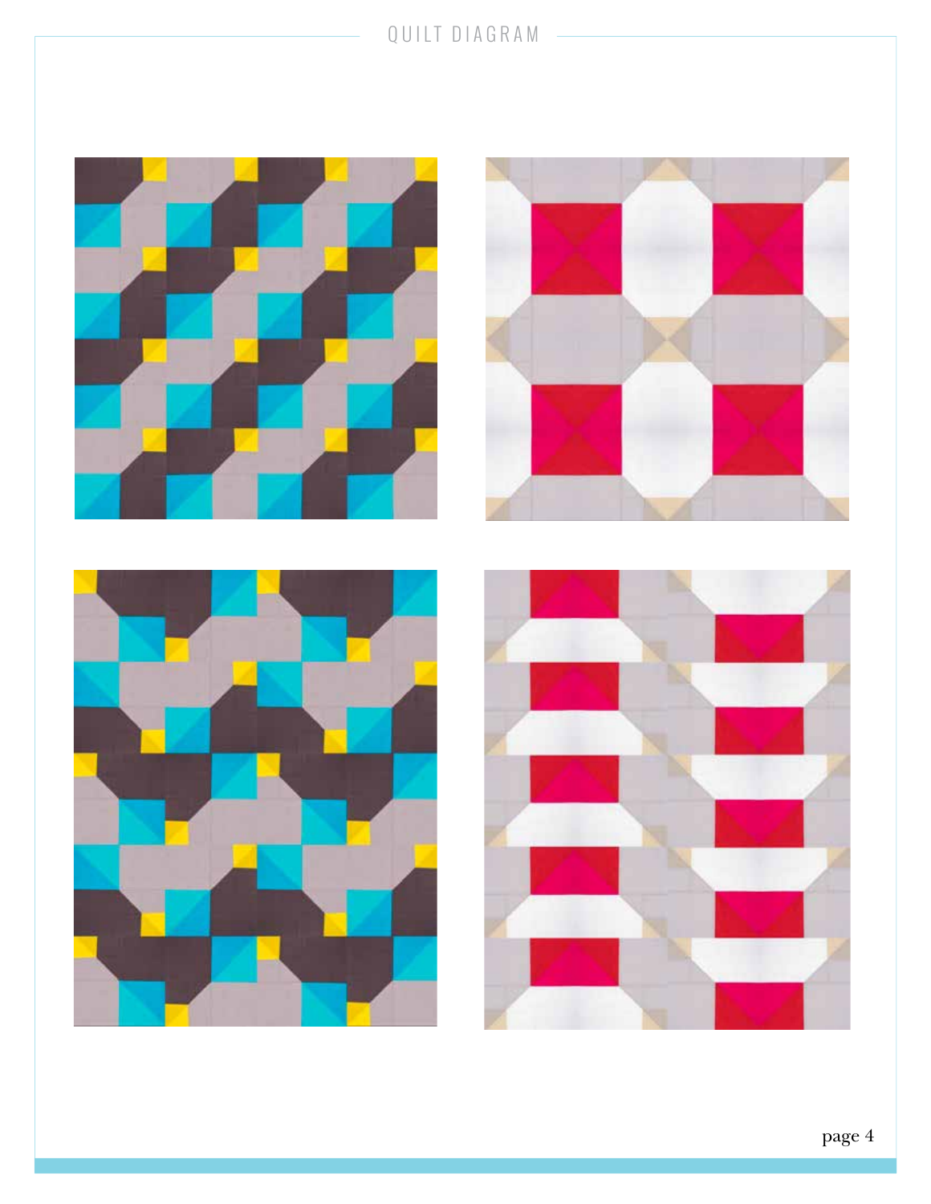# QUILT DIAGRAM